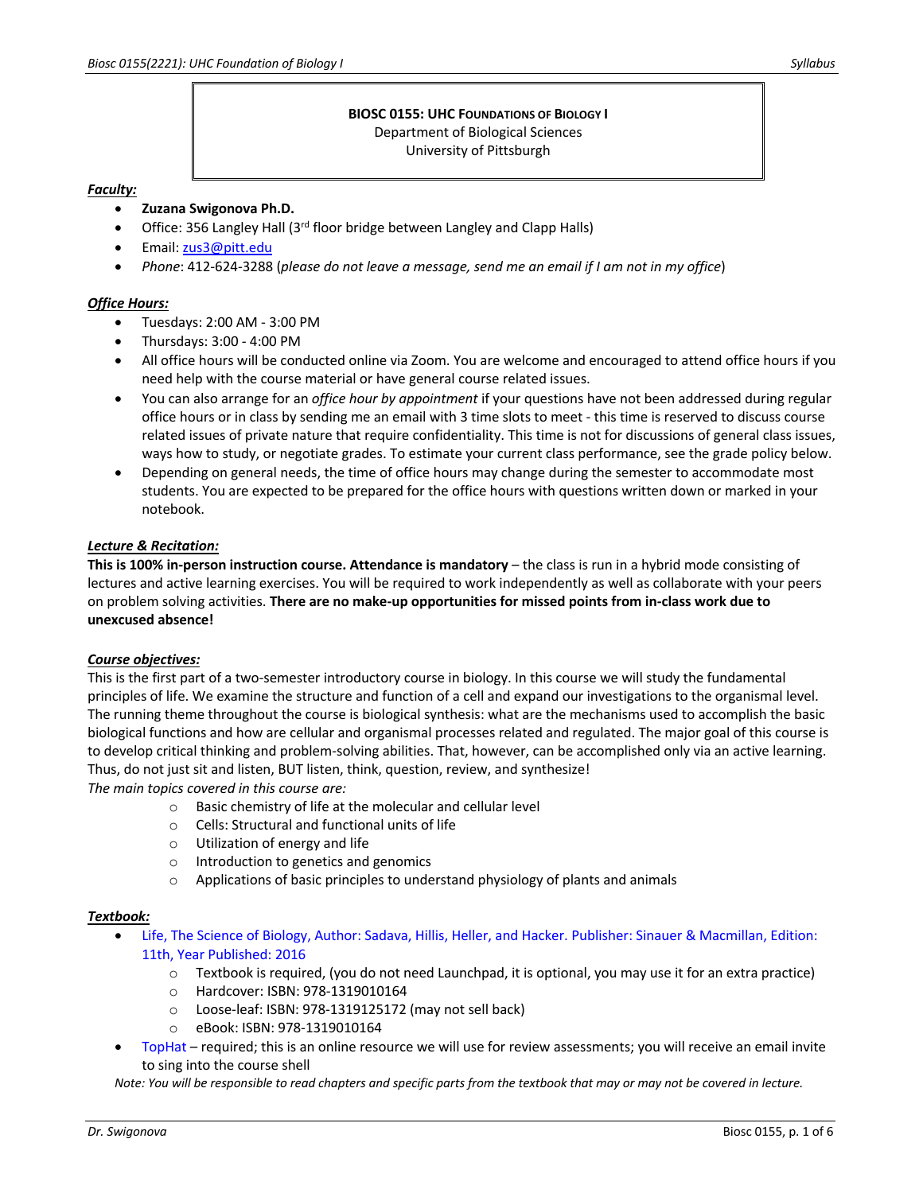**BIOSC 0155: UHC FOUNDATIONS OF BIOLOGY I**
Department of Biological Sciences
University of Pittsburgh

***Faculty:***

- **Zuzana Swigonova Ph.D.**
- Office: 356 Langley Hall (3rd floor bridge between Langley and Clapp Halls)
- Email: zus3@pitt.edu
- *Phone*: 412-624-3288 (*please do not leave a message, send me an email if I am not in my office*)

***Office Hours:***

- Tuesdays: 2:00 AM - 3:00 PM
- Thursdays: 3:00 - 4:00 PM
- All office hours will be conducted online via Zoom. You are welcome and encouraged to attend office hours if you need help with the course material or have general course related issues.
- You can also arrange for an *office hour by appointment* if your questions have not been addressed during regular office hours or in class by sending me an email with 3 time slots to meet - this time is reserved to discuss course related issues of private nature that require confidentiality. This time is not for discussions of general class issues, ways how to study, or negotiate grades. To estimate your current class performance, see the grade policy below.
- Depending on general needs, the time of office hours may change during the semester to accommodate most students. You are expected to be prepared for the office hours with questions written down or marked in your notebook.

***Lecture & Recitation:***

**This is 100% in-person instruction course. Attendance is mandatory** – the class is run in a hybrid mode consisting of lectures and active learning exercises. You will be required to work independently as well as collaborate with your peers on problem solving activities. **There are no make-up opportunities for missed points from in-class work due to unexcused absence!**

***Course objectives:***

This is the first part of a two-semester introductory course in biology. In this course we will study the fundamental principles of life. We examine the structure and function of a cell and expand our investigations to the organismal level. The running theme throughout the course is biological synthesis: what are the mechanisms used to accomplish the basic biological functions and how are cellular and organismal processes related and regulated. The major goal of this course is to develop critical thinking and problem-solving abilities. That, however, can be accomplished only via an active learning. Thus, do not just sit and listen, BUT listen, think, question, review, and synthesize!

*The main topics covered in this course are:*

- Basic chemistry of life at the molecular and cellular level
- Cells: Structural and functional units of life
- Utilization of energy and life
- Introduction to genetics and genomics
- Applications of basic principles to understand physiology of plants and animals

***Textbook:***

- Life, The Science of Biology, Author: Sadava, Hillis, Heller, and Hacker. Publisher: Sinauer & Macmillan, Edition: 11th, Year Published: 2016
  - Textbook is required, (you do not need Launchpad, it is optional, you may use it for an extra practice)
  - Hardcover: ISBN: 978-1319010164
  - Loose-leaf: ISBN: 978-1319125172 (may not sell back)
  - eBook: ISBN: 978-1319010164
- TopHat – required; this is an online resource we will use for review assessments; you will receive an email invite to sing into the course shell

*Note: You will be responsible to read chapters and specific parts from the textbook that may or may not be covered in lecture.*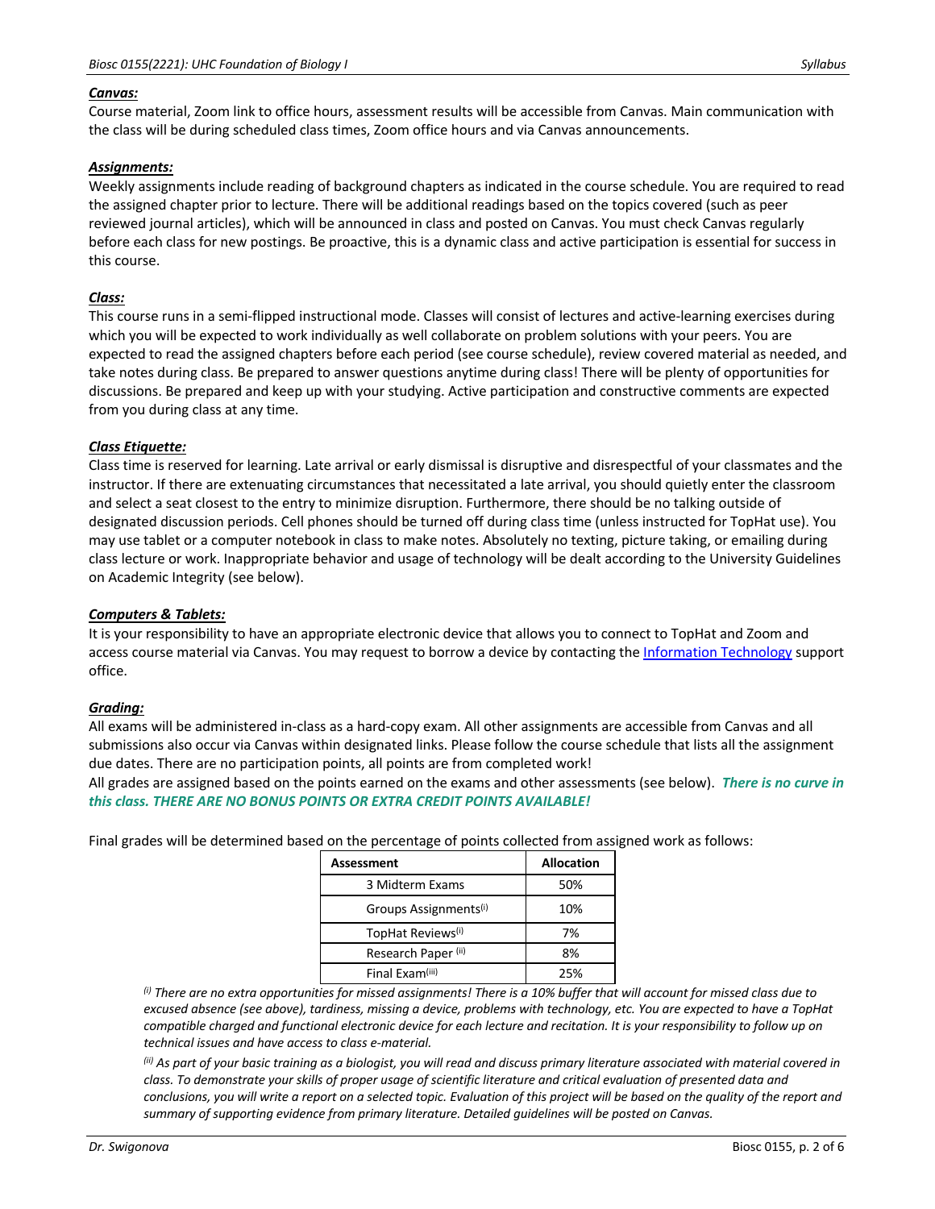***Canvas:***

Course material, Zoom link to office hours, assessment results will be accessible from Canvas. Main communication with the class will be during scheduled class times, Zoom office hours and via Canvas announcements.

***Assignments:***

Weekly assignments include reading of background chapters as indicated in the course schedule. You are required to read the assigned chapter prior to lecture. There will be additional readings based on the topics covered (such as peer reviewed journal articles), which will be announced in class and posted on Canvas. You must check Canvas regularly before each class for new postings. Be proactive, this is a dynamic class and active participation is essential for success in this course.

***Class:***

This course runs in a semi-flipped instructional mode. Classes will consist of lectures and active-learning exercises during which you will be expected to work individually as well collaborate on problem solutions with your peers. You are expected to read the assigned chapters before each period (see course schedule), review covered material as needed, and take notes during class. Be prepared to answer questions anytime during class! There will be plenty of opportunities for discussions. Be prepared and keep up with your studying. Active participation and constructive comments are expected from you during class at any time.

***Class Etiquette:***

Class time is reserved for learning. Late arrival or early dismissal is disruptive and disrespectful of your classmates and the instructor. If there are extenuating circumstances that necessitated a late arrival, you should quietly enter the classroom and select a seat closest to the entry to minimize disruption. Furthermore, there should be no talking outside of designated discussion periods. Cell phones should be turned off during class time (unless instructed for TopHat use). You may use tablet or a computer notebook in class to make notes. Absolutely no texting, picture taking, or emailing during class lecture or work. Inappropriate behavior and usage of technology will be dealt according to the University Guidelines on Academic Integrity (see below).

***Computers & Tablets:***

It is your responsibility to have an appropriate electronic device that allows you to connect to TopHat and Zoom and access course material via Canvas. You may request to borrow a device by contacting the [Information Technology](Information Technology) support office.

***Grading:***

All exams will be administered in-class as a hard-copy exam. All other assignments are accessible from Canvas and all submissions also occur via Canvas within designated links. Please follow the course schedule that lists all the assignment due dates. There are no participation points, all points are from completed work!

All grades are assigned based on the points earned on the exams and other assessments (see below). ***There is no curve in this class. THERE ARE NO BONUS POINTS OR EXTRA CREDIT POINTS AVAILABLE!***

Final grades will be determined based on the percentage of points collected from assigned work as follows:

| Assessment | Allocation |
|---|---|
| 3 Midterm Exams | 50% |
| Groups Assignments[i] | 10% |
| TopHat Reviews[i] | 7% |
| Research Paper [ii] | 8% |
| Final Exam[iii] | 25% |

*[i] There are no extra opportunities for missed assignments! There is a 10% buffer that will account for missed class due to excused absence (see above), tardiness, missing a device, problems with technology, etc. You are expected to have a TopHat compatible charged and functional electronic device for each lecture and recitation. It is your responsibility to follow up on technical issues and have access to class e-material.*

*[ii] As part of your basic training as a biologist, you will read and discuss primary literature associated with material covered in class. To demonstrate your skills of proper usage of scientific literature and critical evaluation of presented data and conclusions, you will write a report on a selected topic. Evaluation of this project will be based on the quality of the report and summary of supporting evidence from primary literature. Detailed guidelines will be posted on Canvas.*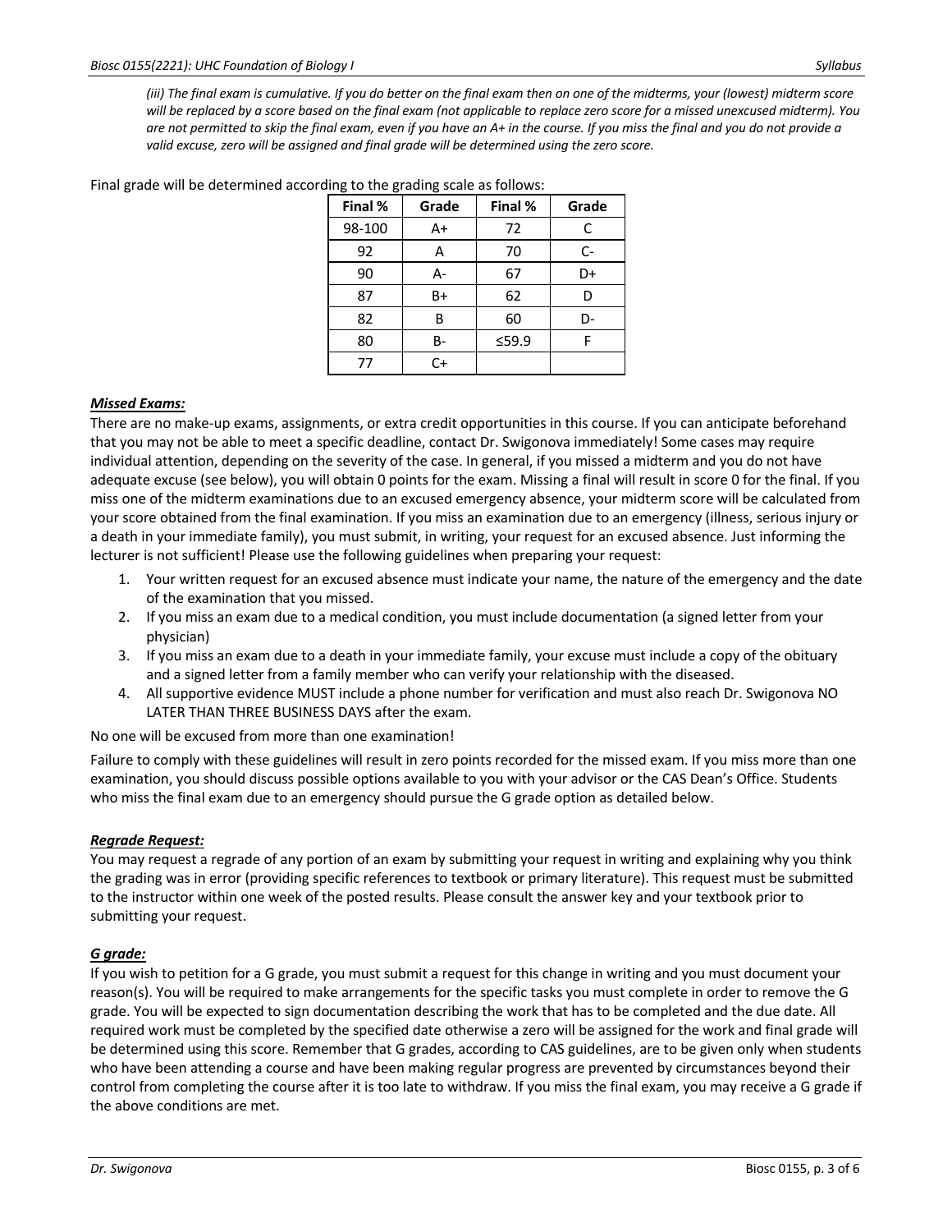*(iii) The final exam is cumulative. If you do better on the final exam then on one of the midterms, your (lowest) midterm score will be replaced by a score based on the final exam (not applicable to replace zero score for a missed unexcused midterm). You are not permitted to skip the final exam, even if you have an A+ in the course. If you miss the final and you do not provide a valid excuse, zero will be assigned and final grade will be determined using the zero score.*

Final grade will be determined according to the grading scale as follows:

| Final % | Grade | Final % | Grade |
|---|---|---|---|
| 98-100 | A+ | 72 | C |
| 92 | A | 70 | C- |
| 90 | A- | 67 | D+ |
| 87 | B+ | 62 | D |
| 82 | B | 60 | D- |
| 80 | B- | ≤59.9 | F |
| 77 | C+ | | |

***Missed Exams:***

There are no make-up exams, assignments, or extra credit opportunities in this course. If you can anticipate beforehand that you may not be able to meet a specific deadline, contact Dr. Swigonova immediately! Some cases may require individual attention, depending on the severity of the case. In general, if you missed a midterm and you do not have adequate excuse (see below), you will obtain 0 points for the exam. Missing a final will result in score 0 for the final. If you miss one of the midterm examinations due to an excused emergency absence, your midterm score will be calculated from your score obtained from the final examination. If you miss an examination due to an emergency (illness, serious injury or a death in your immediate family), you must submit, in writing, your request for an excused absence. Just informing the lecturer is not sufficient! Please use the following guidelines when preparing your request:

1. Your written request for an excused absence must indicate your name, the nature of the emergency and the date of the examination that you missed.
2. If you miss an exam due to a medical condition, you must include documentation (a signed letter from your physician)
3. If you miss an exam due to a death in your immediate family, your excuse must include a copy of the obituary and a signed letter from a family member who can verify your relationship with the diseased.
4. All supportive evidence MUST include a phone number for verification and must also reach Dr. Swigonova NO LATER THAN THREE BUSINESS DAYS after the exam.

No one will be excused from more than one examination!

Failure to comply with these guidelines will result in zero points recorded for the missed exam. If you miss more than one examination, you should discuss possible options available to you with your advisor or the CAS Dean's Office. Students who miss the final exam due to an emergency should pursue the G grade option as detailed below.

***Regrade Request:***

You may request a regrade of any portion of an exam by submitting your request in writing and explaining why you think the grading was in error (providing specific references to textbook or primary literature). This request must be submitted to the instructor within one week of the posted results. Please consult the answer key and your textbook prior to submitting your request.

***G grade:***

If you wish to petition for a G grade, you must submit a request for this change in writing and you must document your reason(s). You will be required to make arrangements for the specific tasks you must complete in order to remove the G grade. You will be expected to sign documentation describing the work that has to be completed and the due date. All required work must be completed by the specified date otherwise a zero will be assigned for the work and final grade will be determined using this score. Remember that G grades, according to CAS guidelines, are to be given only when students who have been attending a course and have been making regular progress are prevented by circumstances beyond their control from completing the course after it is too late to withdraw. If you miss the final exam, you may receive a G grade if the above conditions are met.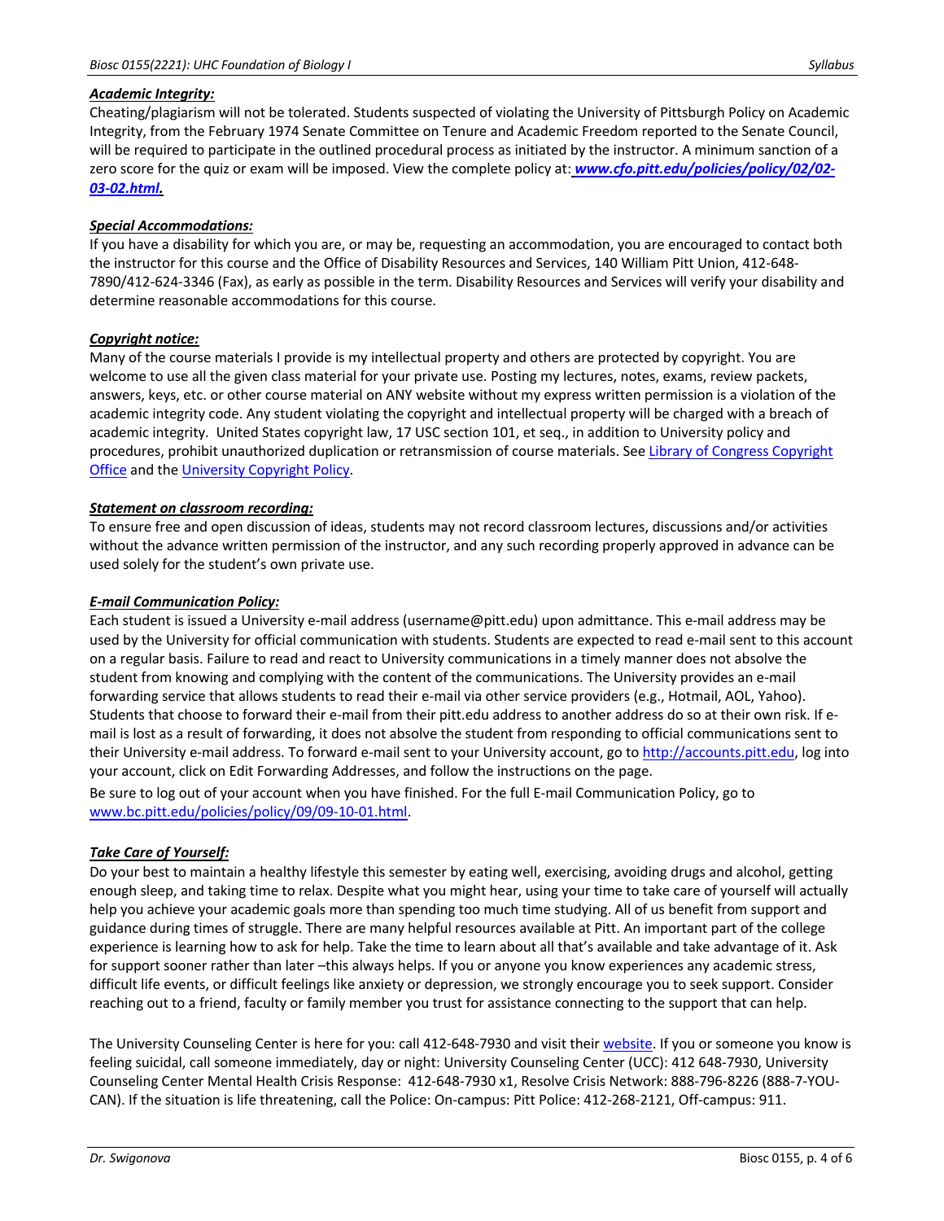***Academic Integrity:***

Cheating/plagiarism will not be tolerated. Students suspected of violating the University of Pittsburgh Policy on Academic Integrity, from the February 1974 Senate Committee on Tenure and Academic Freedom reported to the Senate Council, will be required to participate in the outlined procedural process as initiated by the instructor. A minimum sanction of a zero score for the quiz or exam will be imposed. View the complete policy at: ***www.cfo.pitt.edu/policies/policy/02/02-03-02.html.***

***Special Accommodations:***

If you have a disability for which you are, or may be, requesting an accommodation, you are encouraged to contact both the instructor for this course and the Office of Disability Resources and Services, 140 William Pitt Union, 412-648-7890/412-624-3346 (Fax), as early as possible in the term. Disability Resources and Services will verify your disability and determine reasonable accommodations for this course.

***Copyright notice:***

Many of the course materials I provide is my intellectual property and others are protected by copyright. You are welcome to use all the given class material for your private use. Posting my lectures, notes, exams, review packets, answers, keys, etc. or other course material on ANY website without my express written permission is a violation of the academic integrity code. Any student violating the copyright and intellectual property will be charged with a breach of academic integrity. United States copyright law, 17 USC section 101, et seq., in addition to University policy and procedures, prohibit unauthorized duplication or retransmission of course materials. See Library of Congress Copyright Office and the University Copyright Policy.

***Statement on classroom recording:***

To ensure free and open discussion of ideas, students may not record classroom lectures, discussions and/or activities without the advance written permission of the instructor, and any such recording properly approved in advance can be used solely for the student's own private use.

***E-mail Communication Policy:***

Each student is issued a University e-mail address (username@pitt.edu) upon admittance. This e-mail address may be used by the University for official communication with students. Students are expected to read e-mail sent to this account on a regular basis. Failure to read and react to University communications in a timely manner does not absolve the student from knowing and complying with the content of the communications. The University provides an e-mail forwarding service that allows students to read their e-mail via other service providers (e.g., Hotmail, AOL, Yahoo). Students that choose to forward their e-mail from their pitt.edu address to another address do so at their own risk. If e-mail is lost as a result of forwarding, it does not absolve the student from responding to official communications sent to their University e-mail address. To forward e-mail sent to your University account, go to http://accounts.pitt.edu, log into your account, click on Edit Forwarding Addresses, and follow the instructions on the page.

Be sure to log out of your account when you have finished. For the full E-mail Communication Policy, go to www.bc.pitt.edu/policies/policy/09/09-10-01.html.

***Take Care of Yourself:***

Do your best to maintain a healthy lifestyle this semester by eating well, exercising, avoiding drugs and alcohol, getting enough sleep, and taking time to relax. Despite what you might hear, using your time to take care of yourself will actually help you achieve your academic goals more than spending too much time studying. All of us benefit from support and guidance during times of struggle. There are many helpful resources available at Pitt. An important part of the college experience is learning how to ask for help. Take the time to learn about all that's available and take advantage of it. Ask for support sooner rather than later –this always helps. If you or anyone you know experiences any academic stress, difficult life events, or difficult feelings like anxiety or depression, we strongly encourage you to seek support. Consider reaching out to a friend, faculty or family member you trust for assistance connecting to the support that can help.

The University Counseling Center is here for you: call 412-648-7930 and visit their website. If you or someone you know is feeling suicidal, call someone immediately, day or night: University Counseling Center (UCC): 412 648-7930, University Counseling Center Mental Health Crisis Response: 412-648-7930 x1, Resolve Crisis Network: 888-796-8226 (888-7-YOU-CAN). If the situation is life threatening, call the Police: On-campus: Pitt Police: 412-268-2121, Off-campus: 911.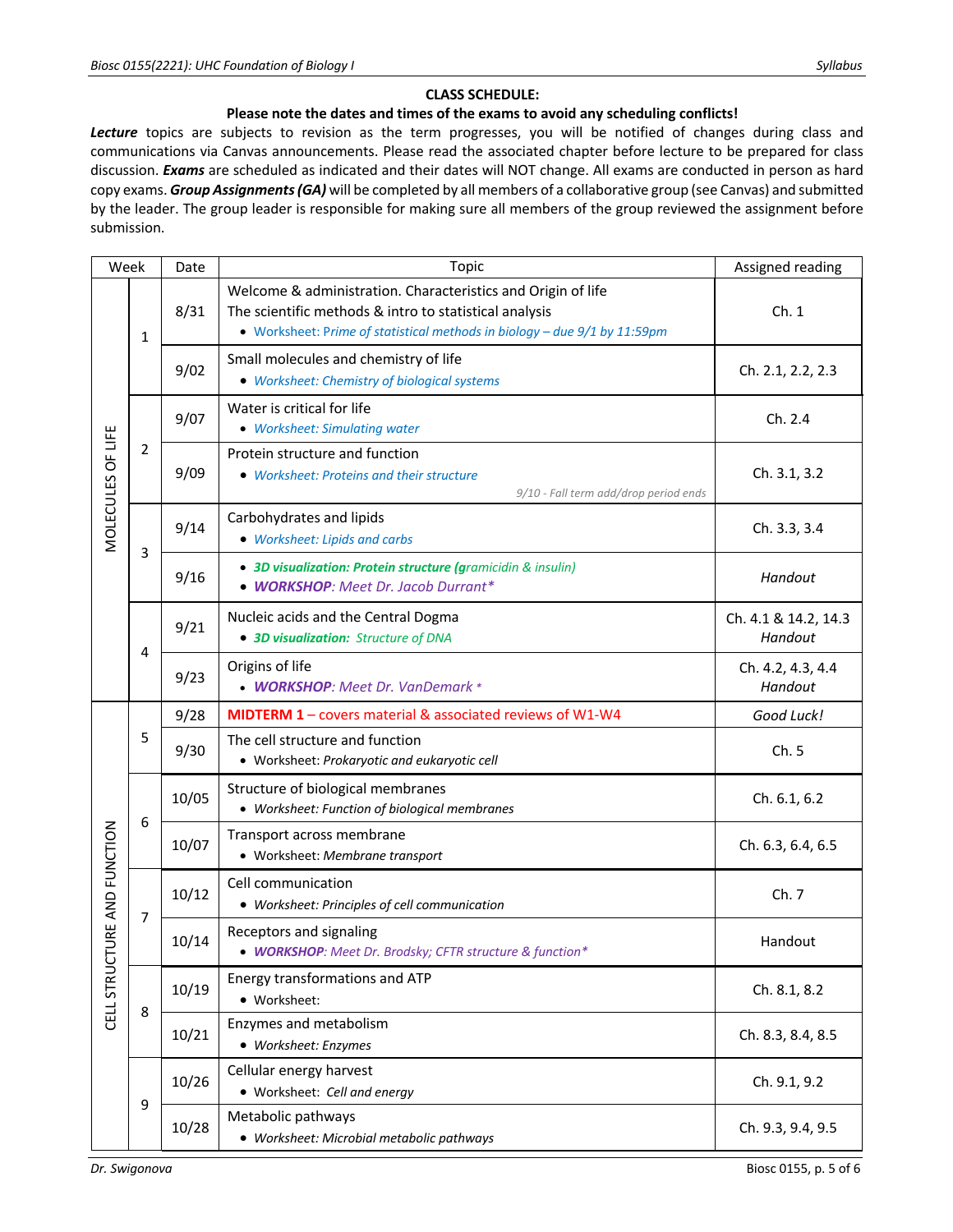**CLASS SCHEDULE:**

**Please note the dates and times of the exams to avoid any scheduling conflicts!**

***Lecture*** topics are subjects to revision as the term progresses, you will be notified of changes during class and communications via Canvas announcements. Please read the associated chapter before lecture to be prepared for class discussion. ***Exams*** are scheduled as indicated and their dates will NOT change. All exams are conducted in person as hard copy exams. ***Group Assignments (GA)*** will be completed by all members of a collaborative group (see Canvas) and submitted by the leader. The group leader is responsible for making sure all members of the group reviewed the assignment before submission.

| Week | | Date | Topic | Assigned reading |
|---|---|---|---|---|
| MOLECULES OF LIFE | 1 | 8/31 | Welcome & administration. Characteristics and Origin of life<br>The scientific methods & intro to statistical analysis<br>• Worksheet: *Prime of statistical methods in biology – due 9/1 by 11:59pm* | Ch. 1 |
| | | 9/02 | Small molecules and chemistry of life<br>• *Worksheet: Chemistry of biological systems* | Ch. 2.1, 2.2, 2.3 |
| | 2 | 9/07 | Water is critical for life<br>• *Worksheet: Simulating water* | Ch. 2.4 |
| | | 9/09 | Protein structure and function<br>• *Worksheet: Proteins and their structure*<br>*9/10 - Fall term add/drop period ends* | Ch. 3.1, 3.2 |
| | 3 | 9/14 | Carbohydrates and lipids<br>• *Worksheet: Lipids and carbs* | Ch. 3.3, 3.4 |
| | | 9/16 | • **3D visualization: Protein structure (**gramicidin & insulin)<br>• ***WORKSHOP****: Meet Dr. Jacob Durrant** | *Handout* |
| | 4 | 9/21 | Nucleic acids and the Central Dogma<br>• **3D visualization:** Structure of DNA | Ch. 4.1 & 14.2, 14.3<br>*Handout* |
| | | 9/23 | Origins of life<br>• ***WORKSHOP****: Meet Dr. VanDemark ** | Ch. 4.2, 4.3, 4.4<br>*Handout* |
| CELL STRUCTURE AND FUNCTION | 5 | 9/28 | **MIDTERM 1** – covers material & associated reviews of W1-W4 | *Good Luck!* |
| | | 9/30 | The cell structure and function<br>• Worksheet: *Prokaryotic and eukaryotic cell* | Ch. 5 |
| | 6 | 10/05 | Structure of biological membranes<br>• *Worksheet: Function of biological membranes* | Ch. 6.1, 6.2 |
| | | 10/07 | Transport across membrane<br>• Worksheet: *Membrane transport* | Ch. 6.3, 6.4, 6.5 |
| | 7 | 10/12 | Cell communication<br>• *Worksheet: Principles of cell communication* | Ch. 7 |
| | | 10/14 | Receptors and signaling<br>• ***WORKSHOP****: Meet Dr. Brodsky; CFTR structure & function** | Handout |
| | 8 | 10/19 | Energy transformations and ATP<br>• Worksheet: | Ch. 8.1, 8.2 |
| | | 10/21 | Enzymes and metabolism<br>• *Worksheet: Enzymes* | Ch. 8.3, 8.4, 8.5 |
| | 9 | 10/26 | Cellular energy harvest<br>• Worksheet: *Cell and energy* | Ch. 9.1, 9.2 |
| | | 10/28 | Metabolic pathways<br>• *Worksheet: Microbial metabolic pathways* | Ch. 9.3, 9.4, 9.5 |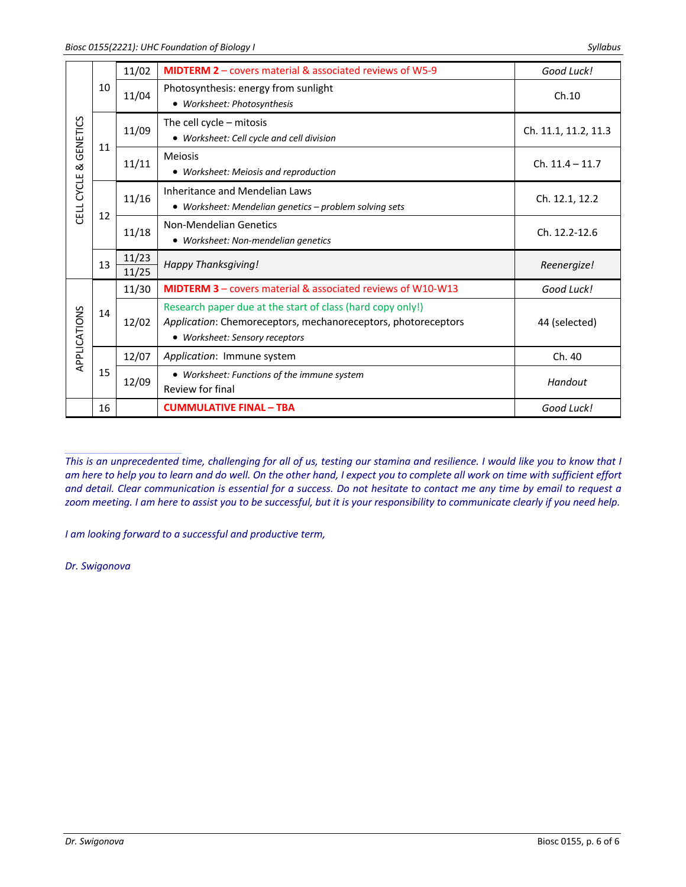| | | | | |
|---|---|---|---|---|
| CELL CYCLE & GENETICS | 10 | 11/02 | **MIDTERM 2** – covers material & associated reviews of W5-9 | *Good Luck!* |
| | | 11/04 | Photosynthesis: energy from sunlight<br>• *Worksheet: Photosynthesis* | Ch.10 |
| | 11 | 11/09 | The cell cycle – mitosis<br>• *Worksheet: Cell cycle and cell division* | Ch. 11.1, 11.2, 11.3 |
| | | 11/11 | Meiosis<br>• *Worksheet: Meiosis and reproduction* | Ch. 11.4 – 11.7 |
| | 12 | 11/16 | Inheritance and Mendelian Laws<br>• *Worksheet: Mendelian genetics – problem solving sets* | Ch. 12.1, 12.2 |
| | | 11/18 | Non-Mendelian Genetics<br>• *Worksheet: Non-mendelian genetics* | Ch. 12.2-12.6 |
| | 13 | 11/23<br>11/25 | *Happy Thanksgiving!* | *Reenergize!* |
| APPLICATIONS | 14 | 11/30 | **MIDTERM 3** – covers material & associated reviews of W10-W13 | *Good Luck!* |
| | | 12/02 | Research paper due at the start of class (hard copy only!)<br>*Application*: Chemoreceptors, mechanoreceptors, photoreceptors<br>• *Worksheet: Sensory receptors* | 44 (selected) |
| | 15 | 12/07 | *Application*: Immune system | Ch. 40 |
| | | 12/09 | • *Worksheet: Functions of the immune system*<br>Review for final | *Handout* |
| | 16 | | **CUMMULATIVE FINAL – TBA** | *Good Luck!* |

*This is an unprecedented time, challenging for all of us, testing our stamina and resilience. I would like you to know that I am here to help you to learn and do well. On the other hand, I expect you to complete all work on time with sufficient effort and detail. Clear communication is essential for a success. Do not hesitate to contact me any time by email to request a zoom meeting. I am here to assist you to be successful, but it is your responsibility to communicate clearly if you need help.*

*I am looking forward to a successful and productive term,*

*Dr. Swigonova*